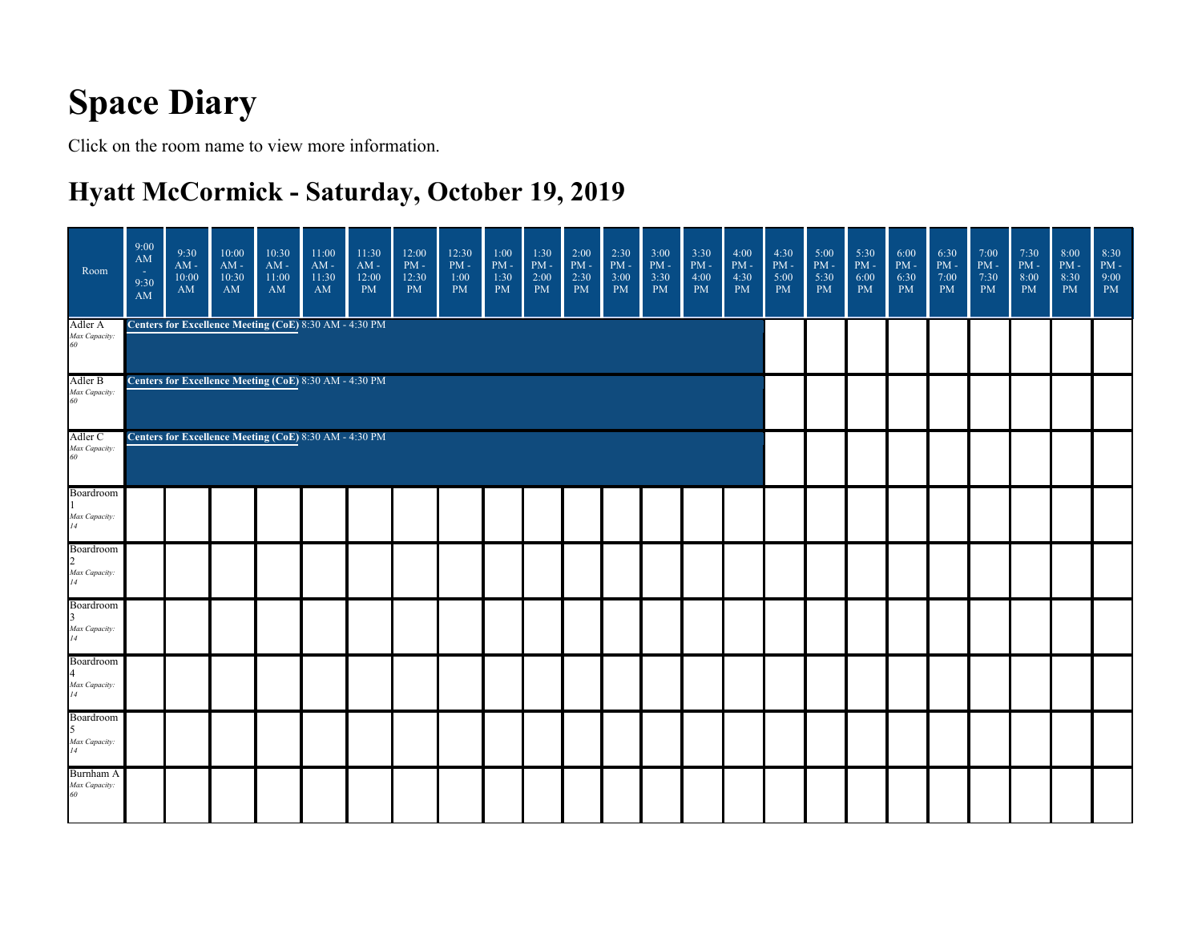# Space Diary

Click on the room name to view more information.

## Hyatt McCormick - Saturday, October 19, 2019

| Room | 9:00 AM - 9:30 AM | 9:30 AM - 10:00 AM | 10:00 AM - 10:30 AM | 10:30 AM - 11:00 AM | 11:00 AM - 11:30 AM | 11:30 AM - 12:00 PM | 12:00 PM - 12:30 PM | 12:30 PM - 1:00 PM | 1:00 PM - 1:30 PM | 1:30 PM - 2:00 PM | 2:00 PM - 2:30 PM | 2:30 PM - 3:00 PM | 3:00 PM - 3:30 PM | 3:30 PM - 4:00 PM | 4:00 PM - 4:30 PM | 4:30 PM - 5:00 PM | 5:00 PM - 5:30 PM | 5:30 PM - 6:00 PM | 6:00 PM - 6:30 PM | 6:30 PM - 7:00 PM | 7:00 PM - 7:30 PM | 7:30 PM - 8:00 PM | 8:00 PM - 8:30 PM | 8:30 PM - 9:00 PM |
|---|---|---|---|---|---|---|---|---|---|---|---|---|---|---|---|---|---|---|---|---|---|---|---|---|
| Adler A *Max Capacity: 60* | **Centers for Excellence Meeting (CoE)** 8:30 AM - 4:30 PM | | | | | | | | | | | | | | | | | | | | | | | |
| Adler B *Max Capacity: 60* | **Centers for Excellence Meeting (CoE)** 8:30 AM - 4:30 PM | | | | | | | | | | | | | | | | | | | | | | | |
| Adler C *Max Capacity: 60* | **Centers for Excellence Meeting (CoE)** 8:30 AM - 4:30 PM | | | | | | | | | | | | | | | | | | | | | | | |
| Boardroom 1 *Max Capacity: 14* | | | | | | | | | | | | | | | | | | | | | | | | |
| Boardroom 2 *Max Capacity: 14* | | | | | | | | | | | | | | | | | | | | | | | | |
| Boardroom 3 *Max Capacity: 14* | | | | | | | | | | | | | | | | | | | | | | | | |
| Boardroom 4 *Max Capacity: 14* | | | | | | | | | | | | | | | | | | | | | | | | |
| Boardroom 5 *Max Capacity: 14* | | | | | | | | | | | | | | | | | | | | | | | | |
| Burnham A *Max Capacity: 60* | | | | | | | | | | | | | | | | | | | | | | | | |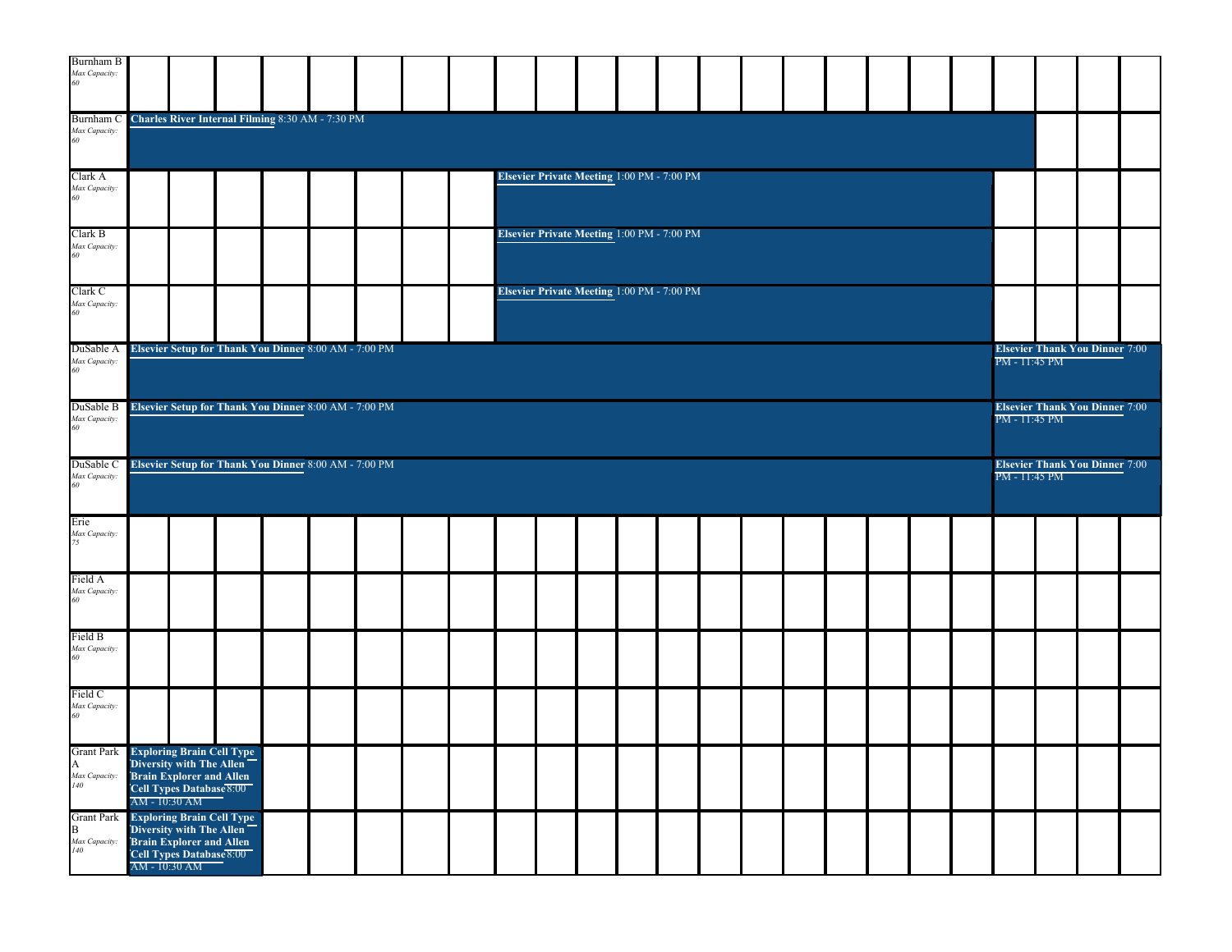| Room | Events |
| --- | --- |
| Burnham B *Max Capacity: 60* | |
| Burnham C *Max Capacity: 60* | **Charles River Internal Filming** 8:30 AM - 7:30 PM |
| Clark A *Max Capacity: 60* | **Elsevier Private Meeting** 1:00 PM - 7:00 PM |
| Clark B *Max Capacity: 60* | **Elsevier Private Meeting** 1:00 PM - 7:00 PM |
| Clark C *Max Capacity: 60* | **Elsevier Private Meeting** 1:00 PM - 7:00 PM |
| DuSable A *Max Capacity: 60* | **Elsevier Setup for Thank You Dinner** 8:00 AM - 7:00 PM; **Elsevier Thank You Dinner** 7:00 PM - 11:45 PM |
| DuSable B *Max Capacity: 60* | **Elsevier Setup for Thank You Dinner** 8:00 AM - 7:00 PM; **Elsevier Thank You Dinner** 7:00 PM - 11:45 PM |
| DuSable C *Max Capacity: 60* | **Elsevier Setup for Thank You Dinner** 8:00 AM - 7:00 PM; **Elsevier Thank You Dinner** 7:00 PM - 11:45 PM |
| Erie *Max Capacity: 75* | |
| Field A *Max Capacity: 60* | |
| Field B *Max Capacity: 60* | |
| Field C *Max Capacity: 60* | |
| Grant Park A *Max Capacity: 140* | **Exploring Brain Cell Type Diversity with The Allen Brain Explorer and Allen Cell Types Database** 8:00 AM - 10:30 AM |
| Grant Park B *Max Capacity: 140* | **Exploring Brain Cell Type Diversity with The Allen Brain Explorer and Allen Cell Types Database** 8:00 AM - 10:30 AM |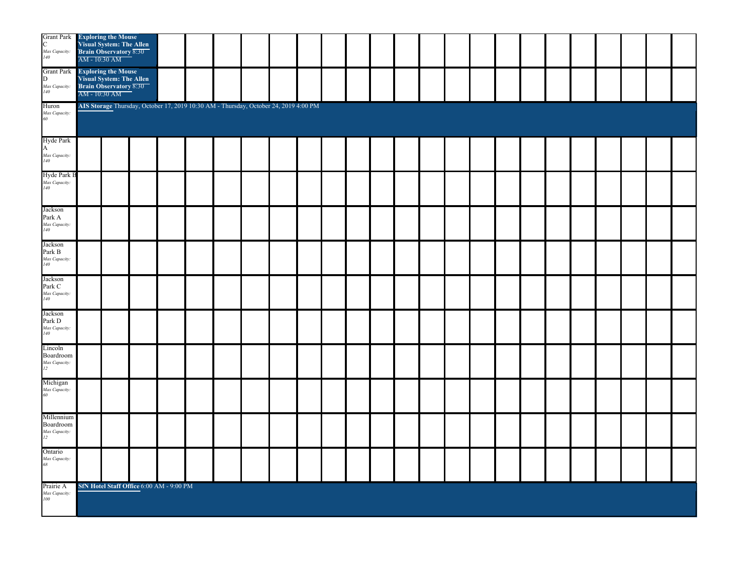| Room | Events |
| --- | --- |
| Grant Park C *Max Capacity: 140* | **Exploring the Mouse Visual System: The Allen Brain Observatory** 8:30 AM - 10:30 AM |
| Grant Park D *Max Capacity: 140* | **Exploring the Mouse Visual System: The Allen Brain Observatory** 8:30 AM - 10:30 AM |
| Huron *Max Capacity: 60* | **AIS Storage** Thursday, October 17, 2019 10:30 AM - Thursday, October 24, 2019 4:00 PM |
| Hyde Park A *Max Capacity: 140* | |
| Hyde Park B *Max Capacity: 140* | |
| Jackson Park A *Max Capacity: 140* | |
| Jackson Park B *Max Capacity: 140* | |
| Jackson Park C *Max Capacity: 140* | |
| Jackson Park D *Max Capacity: 140* | |
| Lincoln Boardroom *Max Capacity: 12* | |
| Michigan *Max Capacity: 60* | |
| Millennium Boardroom *Max Capacity: 12* | |
| Ontario *Max Capacity: 68* | |
| Prairie A *Max Capacity: 100* | **SfN Hotel Staff Office** 6:00 AM - 9:00 PM |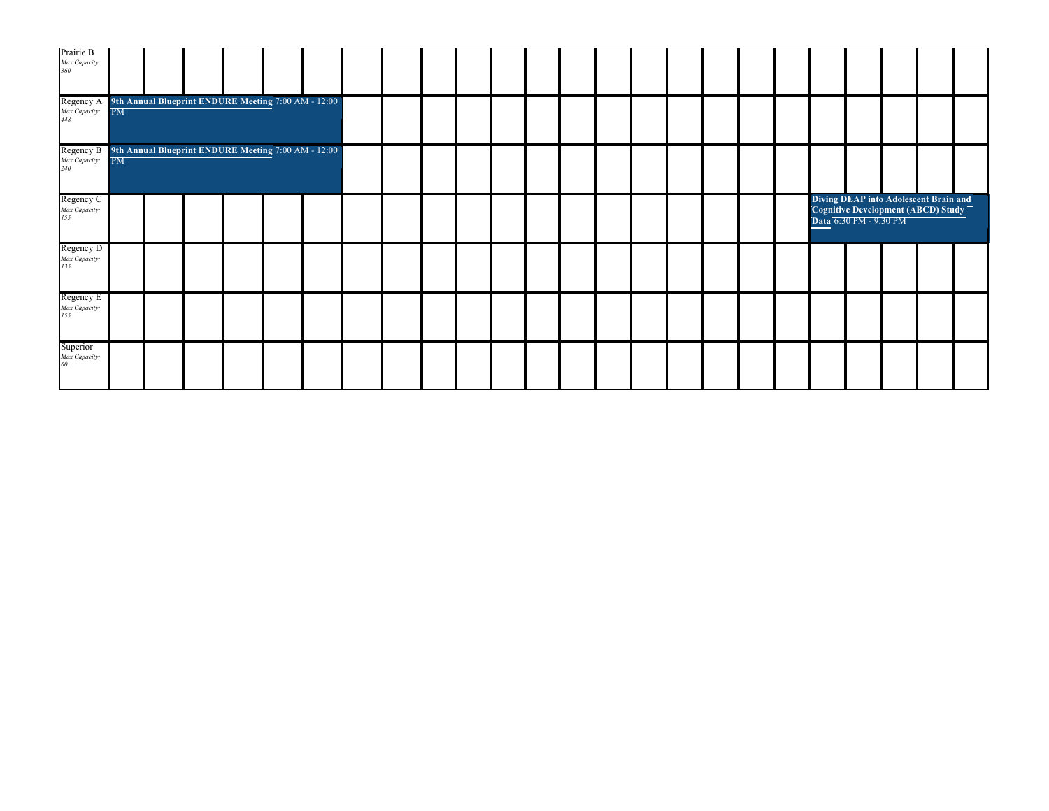| Room | | | | | | | | | | | | | | | | | | | | | | | | |
|---|---|---|---|---|---|---|---|---|---|---|---|---|---|---|---|---|---|---|---|---|---|---|---|---|
| Prairie B *Max Capacity: 360* | | | | | | | | | | | | | | | | | | | | | | | | |
| Regency A *Max Capacity: 448* | **9th Annual Blueprint ENDURE Meeting** 7:00 AM - 12:00 PM | | | | | | | | | | | | | | | | | | | | | | | |
| Regency B *Max Capacity: 240* | **9th Annual Blueprint ENDURE Meeting** 7:00 AM - 12:00 PM | | | | | | | | | | | | | | | | | | | | | | | |
| Regency C *Max Capacity: 155* | | | | | | | | | | | | | | | | | | | | **Diving DEAP into Adolescent Brain and Cognitive Development (ABCD) Study Data** 6:30 PM - 9:30 PM | | | | |
| Regency D *Max Capacity: 135* | | | | | | | | | | | | | | | | | | | | | | | | |
| Regency E *Max Capacity: 155* | | | | | | | | | | | | | | | | | | | | | | | | |
| Superior *Max Capacity: 60* | | | | | | | | | | | | | | | | | | | | | | | | |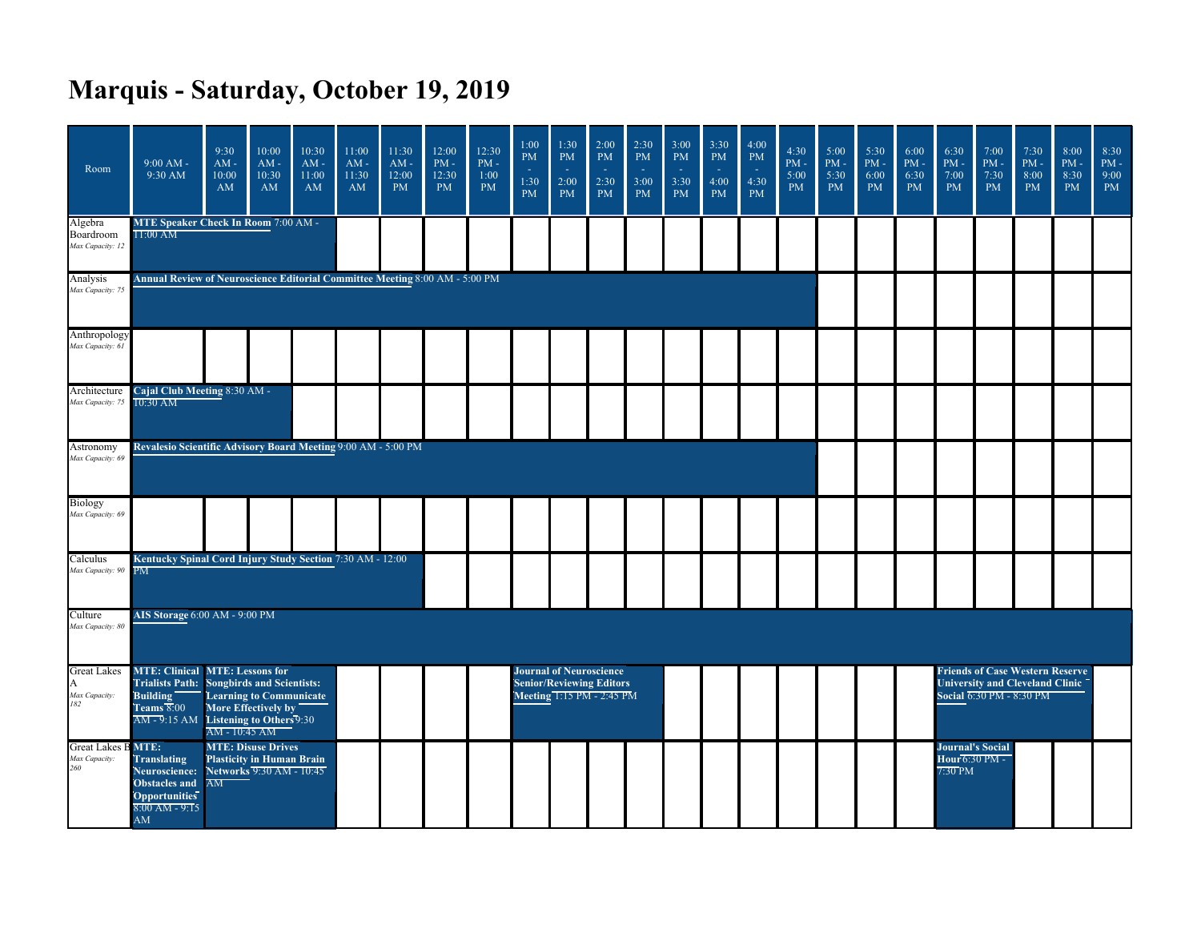# Marquis - Saturday, October 19, 2019

| Room | 9:00 AM - 9:30 AM | 9:30 AM - 10:00 AM | 10:00 AM - 10:30 AM | 10:30 AM - 11:00 AM | 11:00 AM - 11:30 AM | 11:30 AM - 12:00 PM | 12:00 PM - 12:30 PM | 12:30 PM - 1:00 PM | 1:00 PM - 1:30 PM | 1:30 PM - 2:00 PM | 2:00 PM - 2:30 PM | 2:30 PM - 3:00 PM | 3:00 PM - 3:30 PM | 3:30 PM - 4:00 PM | 4:00 PM - 4:30 PM | 4:30 PM - 5:00 PM | 5:00 PM - 5:30 PM | 5:30 PM - 6:00 PM | 6:00 PM - 6:30 PM | 6:30 PM - 7:00 PM | 7:00 PM - 7:30 PM | 7:30 PM - 8:00 PM | 8:00 PM - 8:30 PM | 8:30 PM - 9:00 PM |
|---|---|---|---|---|---|---|---|---|---|---|---|---|---|---|---|---|---|---|---|---|---|---|---|---|
| Algebra Boardroom *Max Capacity: 12* | **MTE Speaker Check In Room** 7:00 AM - 11:00 AM | | | | | | | | | | | | | | | | | | | | | | | |
| Analysis *Max Capacity: 75* | **Annual Review of Neuroscience Editorial Committee Meeting** 8:00 AM - 5:00 PM | | | | | | | | | | | | | | | | | | | | | | | |
| Anthropology *Max Capacity: 61* | | | | | | | | | | | | | | | | | | | | | | | | |
| Architecture *Max Capacity: 75* | **Cajal Club Meeting** 8:30 AM - 10:30 AM | | | | | | | | | | | | | | | | | | | | | | | |
| Astronomy *Max Capacity: 69* | **Revalesio Scientific Advisory Board Meeting** 9:00 AM - 5:00 PM | | | | | | | | | | | | | | | | | | | | | | | |
| Biology *Max Capacity: 69* | | | | | | | | | | | | | | | | | | | | | | | | |
| Calculus *Max Capacity: 90* | **Kentucky Spinal Cord Injury Study Section** 7:30 AM - 12:00 PM | | | | | | | | | | | | | | | | | | | | | | | |
| Culture *Max Capacity: 80* | **AIS Storage** 6:00 AM - 9:00 PM | | | | | | | | | | | | | | | | | | | | | | | |
| Great Lakes A *Max Capacity: 182* | **MTE: Clinical Trialists Path: Building Teams** 8:00 AM - 9:15 AM | **MTE: Lessons for Songbirds and Scientists: Learning to Communicate More Effectively by Listening to Others** 9:30 AM - 10:45 AM | | | | | | | **Journal of Neuroscience Senior/Reviewing Editors Meeting** 1:15 PM - 2:45 PM | | | | | | | | | | | **Friends of Case Western Reserve University and Cleveland Clinic Social** 6:30 PM - 8:30 PM | | | | |
| Great Lakes B *Max Capacity: 260* | **MTE: Translating Neuroscience: Obstacles and Opportunities** 8:00 AM - 9:15 AM | **MTE: Disuse Drives Plasticity in Human Brain Networks** 9:30 AM - 10:45 AM | | | | | | | | | | | | | | | | | | **Journal's Social Hour** 6:30 PM - 7:30 PM | | | | |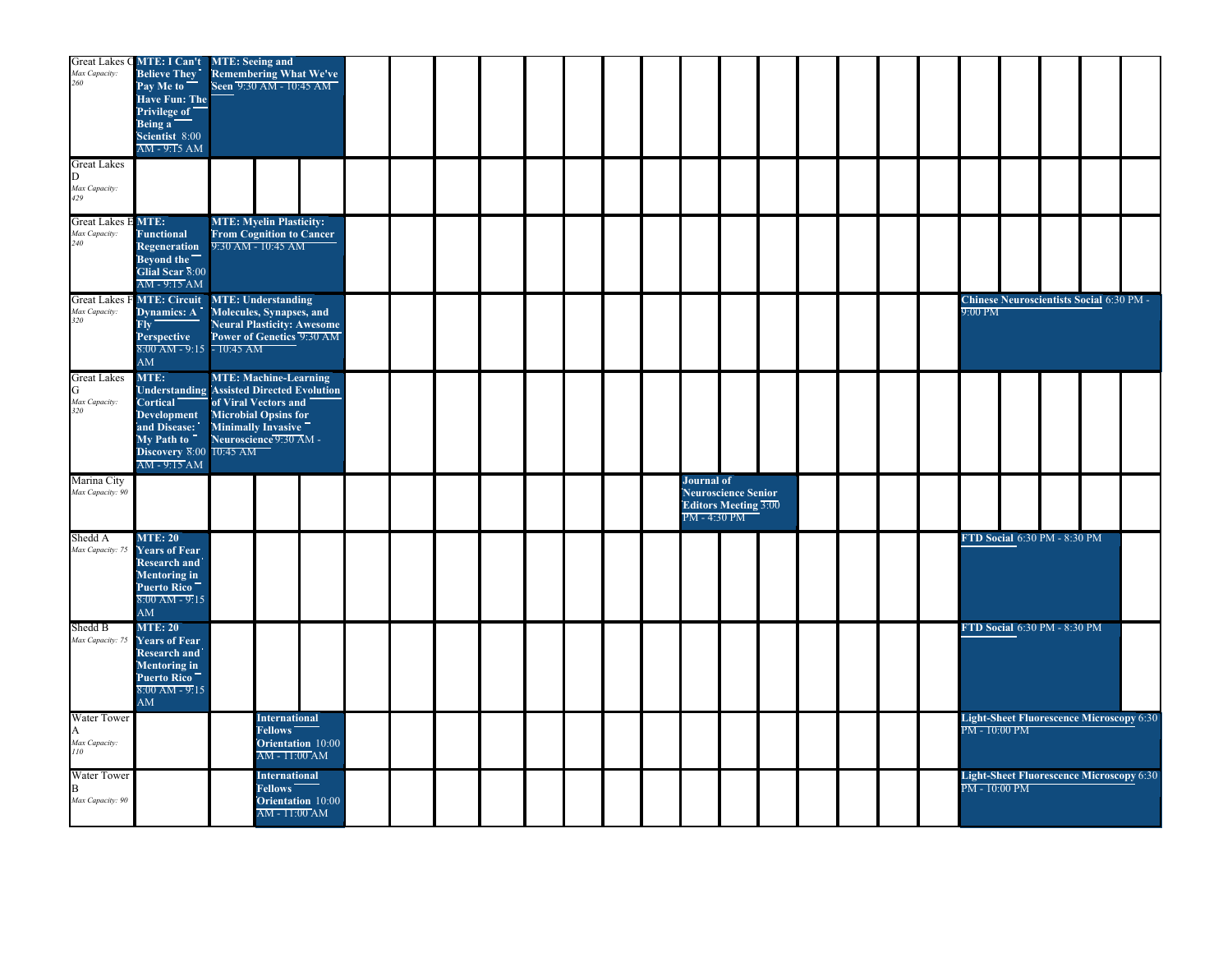| Room | | | | | | | | | | | | | | | | | | | | | | |
|---|---|---|---|---|---|---|---|---|---|---|---|---|---|---|---|---|---|---|---|---|---|---|
| Great Lakes C *Max Capacity: 260* | **MTE: I Can't Believe They Pay Me to Have Fun: The Privilege of Being a Scientist** 8:00 AM - 9:15 AM | **MTE: Seeing and Remembering What We've Seen** 9:30 AM - 10:45 AM | | | | | | | | | | | | | | | | | | | | |
| Great Lakes D *Max Capacity: 429* | | | | | | | | | | | | | | | | | | | | | | |
| Great Lakes E *Max Capacity: 240* | **MTE: Functional Regeneration Beyond the Glial Scar** 8:00 AM - 9:15 AM | **MTE: Myelin Plasticity: From Cognition to Cancer** 9:30 AM - 10:45 AM | | | | | | | | | | | | | | | | | | | | |
| Great Lakes F *Max Capacity: 320* | **MTE: Circuit Dynamics: A Fly Perspective** 8:00 AM - 9:15 AM | **MTE: Understanding Molecules, Synapses, and Neural Plasticity: Awesome Power of Genetics** 9:30 AM - 10:45 AM | | | | | | | | | | | | | | | | | **Chinese Neuroscientists Social** 6:30 PM - 9:00 PM | | | |
| Great Lakes G *Max Capacity: 320* | **MTE: Understanding Cortical Development and Disease: My Path to Discovery** 8:00 AM - 9:15 AM | **MTE: Machine-Learning Assisted Directed Evolution of Viral Vectors and Microbial Opsins for Minimally Invasive Neuroscience** 9:30 AM - 10:45 AM | | | | | | | | | | | | | | | | | | | | |
| Marina City *Max Capacity: 90* | | | | | | | | | | | | | | **Journal of Neuroscience Senior Editors Meeting** 3:00 PM - 4:30 PM | | | | | | | | |
| Shedd A *Max Capacity: 75* | **MTE: 20 Years of Fear Research and Mentoring in Puerto Rico** 8:00 AM - 9:15 AM | | | | | | | | | | | | | | | | | | **FTD Social** 6:30 PM - 8:30 PM | | | |
| Shedd B *Max Capacity: 75* | **MTE: 20 Years of Fear Research and Mentoring in Puerto Rico** 8:00 AM - 9:15 AM | | | | | | | | | | | | | | | | | | **FTD Social** 6:30 PM - 8:30 PM | | | |
| Water Tower A *Max Capacity: 110* | | | **International Fellows Orientation** 10:00 AM - 11:00 AM | | | | | | | | | | | | | | | | **Light-Sheet Fluorescence Microscopy** 6:30 PM - 10:00 PM | | | |
| Water Tower B *Max Capacity: 90* | | | **International Fellows Orientation** 10:00 AM - 11:00 AM | | | | | | | | | | | | | | | | **Light-Sheet Fluorescence Microscopy** 6:30 PM - 10:00 PM | | | |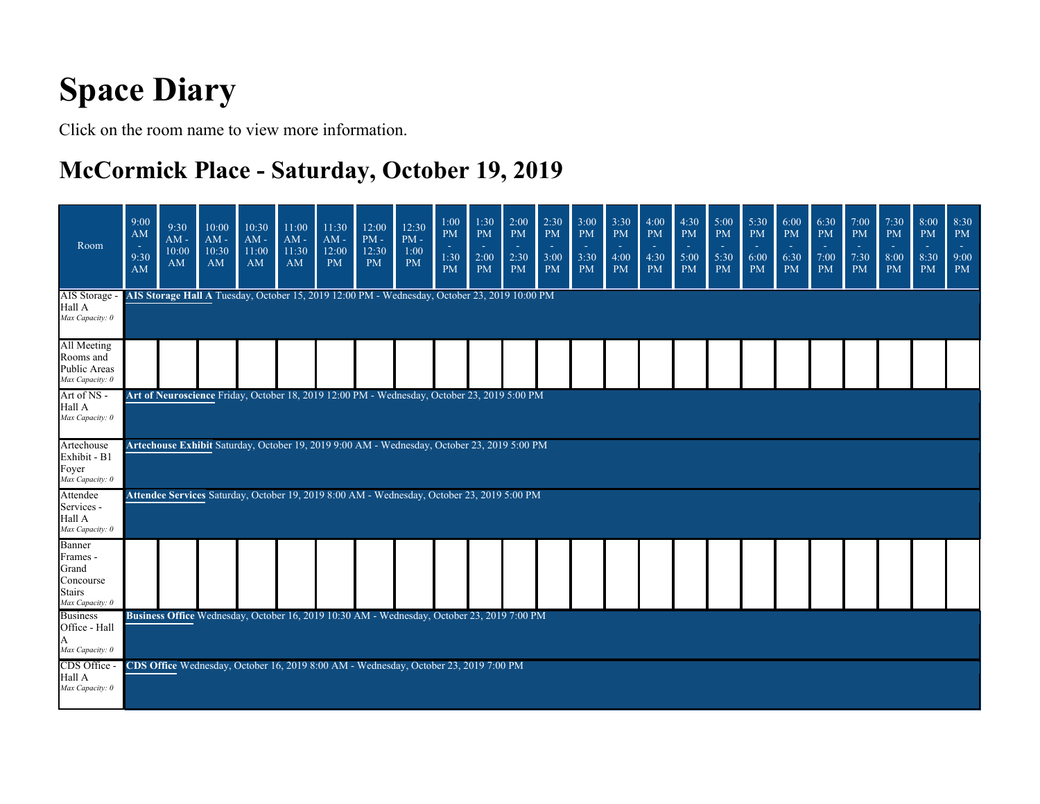# Space Diary

Click on the room name to view more information.

## McCormick Place - Saturday, October 19, 2019

| Room | 9:00 AM - 9:30 AM | 9:30 AM - 10:00 AM | 10:00 AM - 10:30 AM | 10:30 AM - 11:00 AM | 11:00 AM - 11:30 AM | 11:30 AM - 12:00 PM | 12:00 PM - 12:30 PM | 12:30 PM - 1:00 PM | 1:00 PM - 1:30 PM | 1:30 PM - 2:00 PM | 2:00 PM - 2:30 PM | 2:30 PM - 3:00 PM | 3:00 PM - 3:30 PM | 3:30 PM - 4:00 PM | 4:00 PM - 4:30 PM | 4:30 PM - 5:00 PM | 5:00 PM - 5:30 PM | 5:30 PM - 6:00 PM | 6:00 PM - 6:30 PM | 6:30 PM - 7:00 PM | 7:00 PM - 7:30 PM | 7:30 PM - 8:00 PM | 8:00 PM - 8:30 PM | 8:30 PM - 9:00 PM |
|---|---|---|---|---|---|---|---|---|---|---|---|---|---|---|---|---|---|---|---|---|---|---|---|---|
| AIS Storage - Hall A *Max Capacity: 0* | **AIS Storage Hall A** Tuesday, October 15, 2019 12:00 PM - Wednesday, October 23, 2019 10:00 PM | | | | | | | | | | | | | | | | | | | | | | | |
| All Meeting Rooms and Public Areas *Max Capacity: 0* | | | | | | | | | | | | | | | | | | | | | | | | |
| Art of NS - Hall A *Max Capacity: 0* | **Art of Neuroscience** Friday, October 18, 2019 12:00 PM - Wednesday, October 23, 2019 5:00 PM | | | | | | | | | | | | | | | | | | | | | | | |
| Artechouse Exhibit - B1 Foyer *Max Capacity: 0* | **Artechouse Exhibit** Saturday, October 19, 2019 9:00 AM - Wednesday, October 23, 2019 5:00 PM | | | | | | | | | | | | | | | | | | | | | | | |
| Attendee Services - Hall A *Max Capacity: 0* | **Attendee Services** Saturday, October 19, 2019 8:00 AM - Wednesday, October 23, 2019 5:00 PM | | | | | | | | | | | | | | | | | | | | | | | |
| Banner Frames - Grand Concourse Stairs *Max Capacity: 0* | | | | | | | | | | | | | | | | | | | | | | | | |
| Business Office - Hall A *Max Capacity: 0* | **Business Office** Wednesday, October 16, 2019 10:30 AM - Wednesday, October 23, 2019 7:00 PM | | | | | | | | | | | | | | | | | | | | | | | |
| CDS Office - Hall A *Max Capacity: 0* | **CDS Office** Wednesday, October 16, 2019 8:00 AM - Wednesday, October 23, 2019 7:00 PM | | | | | | | | | | | | | | | | | | | | | | | |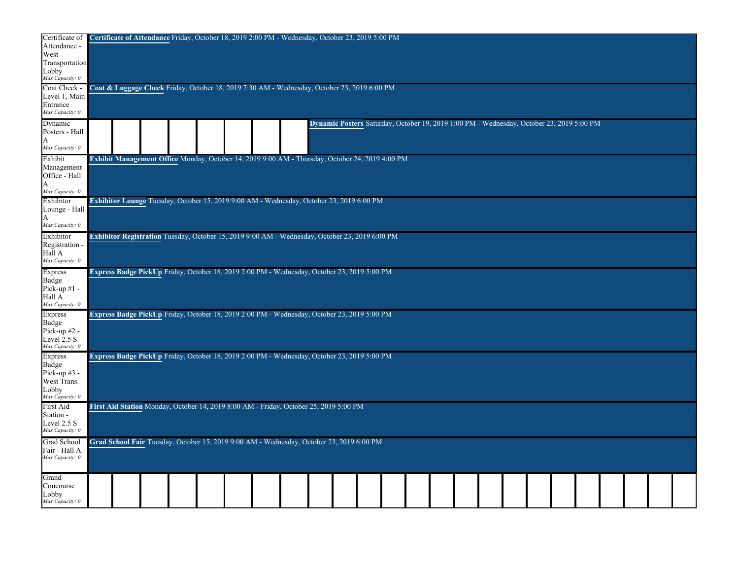| Room | Event |
| --- | --- |
| Certificate of Attendance - West Transportation Lobby *Max Capacity: 0* | **Certificate of Attendance** Friday, October 18, 2019 2:00 PM - Wednesday, October 23, 2019 5:00 PM |
| Coat Check - Level 1, Main Entrance *Max Capacity: 0* | **Coat & Luggage Check** Friday, October 18, 2019 7:30 AM - Wednesday, October 23, 2019 6:00 PM |
| Dynamic Posters - Hall A *Max Capacity: 0* | **Dynamic Posters** Saturday, October 19, 2019 1:00 PM - Wednesday, October 23, 2019 5:00 PM |
| Exhibit Management Office - Hall A *Max Capacity: 0* | **Exhibit Management Office** Monday, October 14, 2019 9:00 AM - Thursday, October 24, 2019 4:00 PM |
| Exhibitor Lounge - Hall A *Max Capacity: 0* | **Exhibitor Lounge** Tuesday, October 15, 2019 9:00 AM - Wednesday, October 23, 2019 6:00 PM |
| Exhibitor Registration - Hall A *Max Capacity: 0* | **Exhibitor Registration** Tuesday, October 15, 2019 9:00 AM - Wednesday, October 23, 2019 6:00 PM |
| Express Badge Pick-up #1 - Hall A *Max Capacity: 0* | **Express Badge PickUp** Friday, October 18, 2019 2:00 PM - Wednesday, October 23, 2019 5:00 PM |
| Express Badge Pick-up #2 - Level 2.5 S *Max Capacity: 0* | **Express Badge PickUp** Friday, October 18, 2019 2:00 PM - Wednesday, October 23, 2019 5:00 PM |
| Express Badge Pick-up #3 - West Trans. Lobby *Max Capacity: 0* | **Express Badge PickUp** Friday, October 18, 2019 2:00 PM - Wednesday, October 23, 2019 5:00 PM |
| First Aid Station - Level 2.5 S *Max Capacity: 0* | **First Aid Station** Monday, October 14, 2019 8:00 AM - Friday, October 25, 2019 5:00 PM |
| Grad School Fair - Hall A *Max Capacity: 0* | **Grad School Fair** Tuesday, October 15, 2019 9:00 AM - Wednesday, October 23, 2019 6:00 PM |
| Grand Concourse Lobby *Max Capacity: 0* | |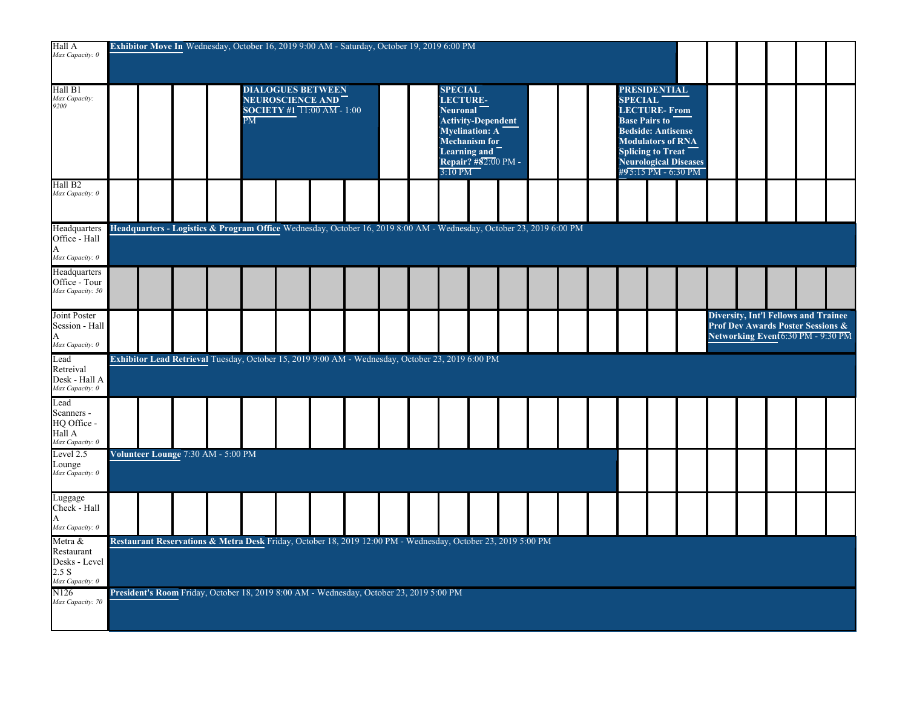| Room | Events |
|---|---|
| Hall A *Max Capacity: 0* | **Exhibitor Move In** Wednesday, October 16, 2019 9:00 AM - Saturday, October 19, 2019 6:00 PM |
| Hall B1 *Max Capacity: 9200* | **DIALOGUES BETWEEN NEUROSCIENCE AND SOCIETY #1** 11:00 AM - 1:00 PM; **SPECIAL LECTURE- Neuronal Activity-Dependent Myelination: A Mechanism for Learning and Repair? #8** 2:00 PM - 3:10 PM; **PRESIDENTIAL SPECIAL LECTURE- From Base Pairs to Bedside: Antisense Modulators of RNA Splicing to Treat Neurological Diseases #9** 5:15 PM - 6:30 PM |
| Hall B2 *Max Capacity: 0* | |
| Headquarters Office - Hall A *Max Capacity: 0* | **Headquarters - Logistics & Program Office** Wednesday, October 16, 2019 8:00 AM - Wednesday, October 23, 2019 6:00 PM |
| Headquarters Office - Tour *Max Capacity: 50* | |
| Joint Poster Session - Hall A *Max Capacity: 0* | **Diversity, Int'l Fellows and Trainee Prof Dev Awards Poster Sessions & Networking Event** 6:30 PM - 9:30 PM |
| Lead Retreival Desk - Hall A *Max Capacity: 0* | **Exhibitor Lead Retrieval** Tuesday, October 15, 2019 9:00 AM - Wednesday, October 23, 2019 6:00 PM |
| Lead Scanners - HQ Office - Hall A *Max Capacity: 0* | |
| Level 2.5 Lounge *Max Capacity: 0* | **Volunteer Lounge** 7:30 AM - 5:00 PM |
| Luggage Check - Hall A *Max Capacity: 0* | |
| Metra & Restaurant Desks - Level 2.5 S *Max Capacity: 0* | **Restaurant Reservations & Metra Desk** Friday, October 18, 2019 12:00 PM - Wednesday, October 23, 2019 5:00 PM |
| N126 *Max Capacity: 70* | **President's Room** Friday, October 18, 2019 8:00 AM - Wednesday, October 23, 2019 5:00 PM |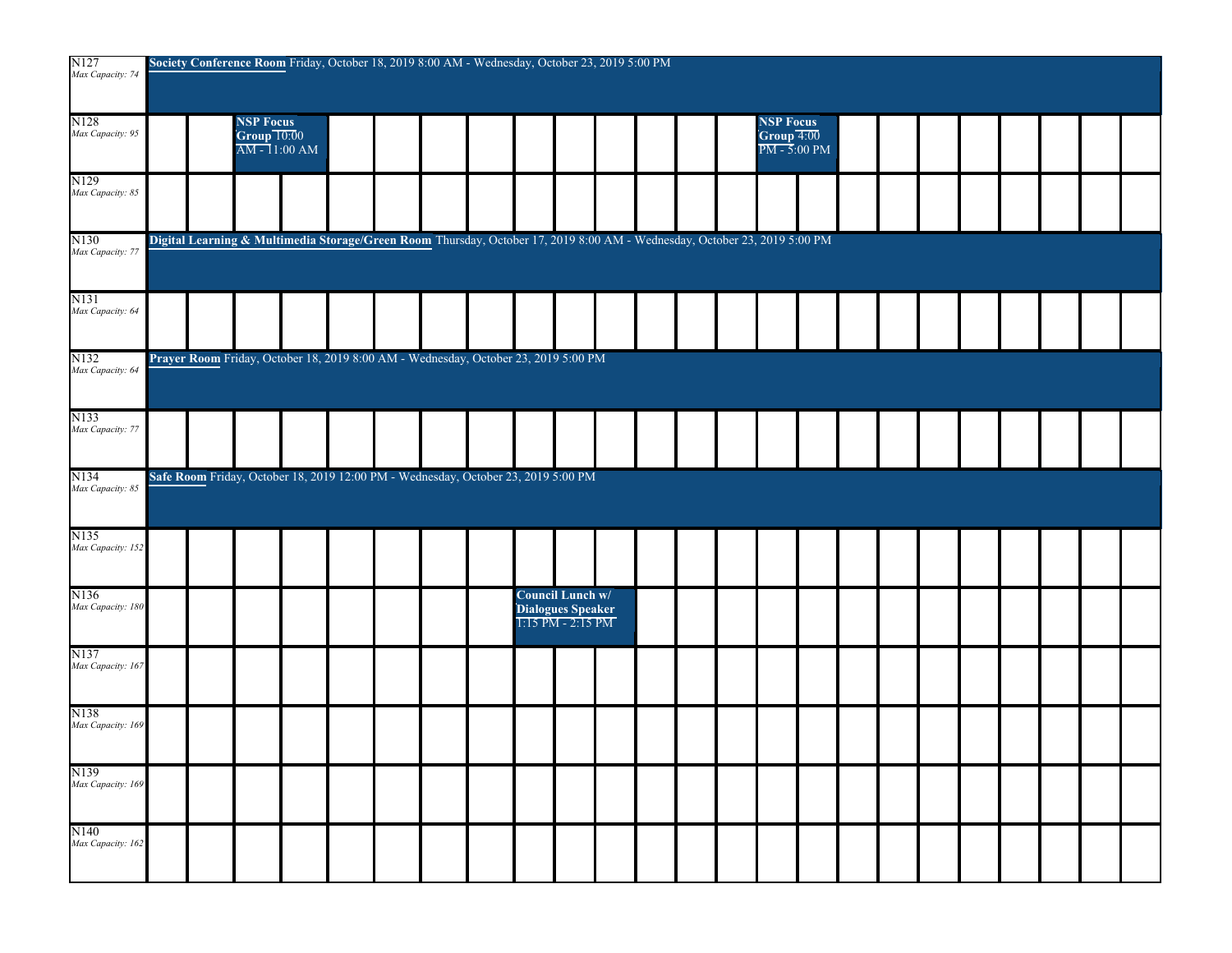| Room | Bookings |
|---|---|
| N127 *Max Capacity: 74* | **Society Conference Room** Friday, October 18, 2019 8:00 AM - Wednesday, October 23, 2019 5:00 PM |
| N128 *Max Capacity: 95* | **NSP Focus Group** 10:00 AM - 11:00 AM; **NSP Focus Group** 4:00 PM - 5:00 PM |
| N129 *Max Capacity: 85* | |
| N130 *Max Capacity: 77* | **Digital Learning & Multimedia Storage/Green Room** Thursday, October 17, 2019 8:00 AM - Wednesday, October 23, 2019 5:00 PM |
| N131 *Max Capacity: 64* | |
| N132 *Max Capacity: 64* | **Prayer Room** Friday, October 18, 2019 8:00 AM - Wednesday, October 23, 2019 5:00 PM |
| N133 *Max Capacity: 77* | |
| N134 *Max Capacity: 85* | **Safe Room** Friday, October 18, 2019 12:00 PM - Wednesday, October 23, 2019 5:00 PM |
| N135 *Max Capacity: 152* | |
| N136 *Max Capacity: 180* | **Council Lunch w/ Dialogues Speaker** 1:15 PM - 2:15 PM |
| N137 *Max Capacity: 167* | |
| N138 *Max Capacity: 169* | |
| N139 *Max Capacity: 169* | |
| N140 *Max Capacity: 162* | |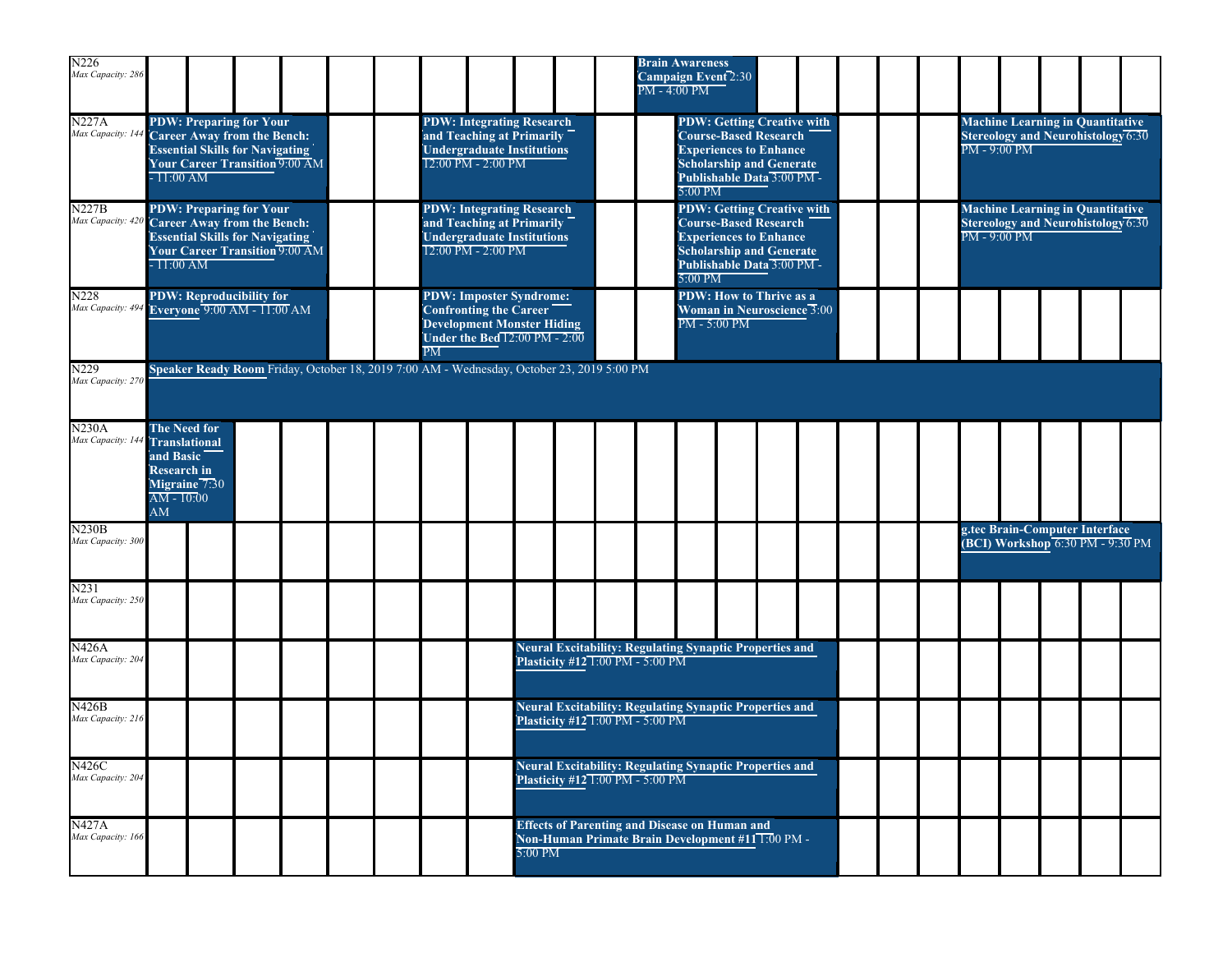| Room | Sessions |
|---|---|
| N226 *Max Capacity: 286* | **Brain Awareness Campaign Event** 2:30 PM - 4:00 PM |
| N227A *Max Capacity: 144* | **PDW: Preparing for Your Career Away from the Bench: Essential Skills for Navigating Your Career Transition** 9:00 AM - 11:00 AM; **PDW: Integrating Research and Teaching at Primarily Undergraduate Institutions** 12:00 PM - 2:00 PM; **PDW: Getting Creative with Course-Based Research Experiences to Enhance Scholarship and Generate Publishable Data** 3:00 PM - 5:00 PM; **Machine Learning in Quantitative Stereology and Neurohistology** 6:30 PM - 9:00 PM |
| N227B *Max Capacity: 420* | **PDW: Preparing for Your Career Away from the Bench: Essential Skills for Navigating Your Career Transition** 9:00 AM - 11:00 AM; **PDW: Integrating Research and Teaching at Primarily Undergraduate Institutions** 12:00 PM - 2:00 PM; **PDW: Getting Creative with Course-Based Research Experiences to Enhance Scholarship and Generate Publishable Data** 3:00 PM - 5:00 PM; **Machine Learning in Quantitative Stereology and Neurohistology** 6:30 PM - 9:00 PM |
| N228 *Max Capacity: 494* | **PDW: Reproducibility for Everyone** 9:00 AM - 11:00 AM; **PDW: Imposter Syndrome: Confronting the Career Development Monster Hiding Under the Bed** 12:00 PM - 2:00 PM; **PDW: How to Thrive as a Woman in Neuroscience** 3:00 PM - 5:00 PM |
| N229 *Max Capacity: 270* | **Speaker Ready Room** Friday, October 18, 2019 7:00 AM - Wednesday, October 23, 2019 5:00 PM |
| N230A *Max Capacity: 144* | **The Need for Translational and Basic Research in Migraine** 7:30 AM - 10:00 AM |
| N230B *Max Capacity: 300* | **g.tec Brain-Computer Interface (BCI) Workshop** 6:30 PM - 9:30 PM |
| N231 *Max Capacity: 250* | |
| N426A *Max Capacity: 204* | **Neural Excitability: Regulating Synaptic Properties and Plasticity #12** 1:00 PM - 5:00 PM |
| N426B *Max Capacity: 216* | **Neural Excitability: Regulating Synaptic Properties and Plasticity #12** 1:00 PM - 5:00 PM |
| N426C *Max Capacity: 204* | **Neural Excitability: Regulating Synaptic Properties and Plasticity #12** 1:00 PM - 5:00 PM |
| N427A *Max Capacity: 166* | **Effects of Parenting and Disease on Human and Non-Human Primate Brain Development #11** 1:00 PM - 5:00 PM |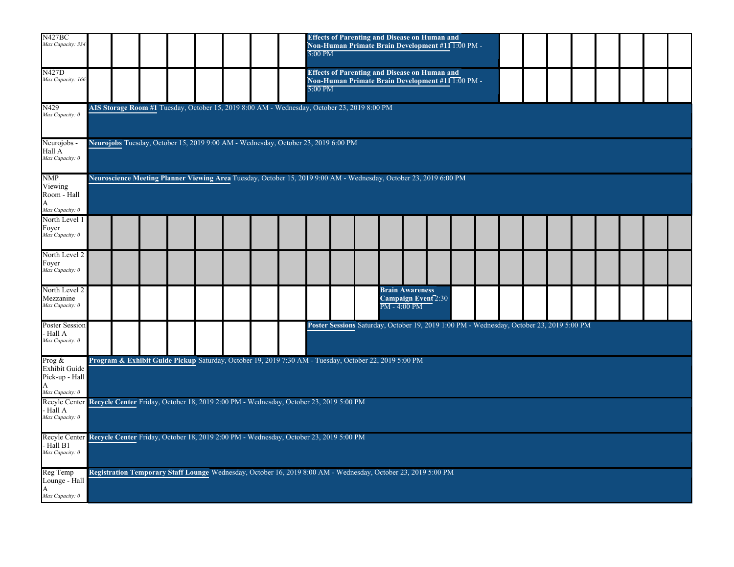| Room | Events |
|---|---|
| N427BC *Max Capacity: 334* | **Effects of Parenting and Disease on Human and Non-Human Primate Brain Development #11** 1:00 PM - 5:00 PM |
| N427D *Max Capacity: 166* | **Effects of Parenting and Disease on Human and Non-Human Primate Brain Development #11** 1:00 PM - 5:00 PM |
| N429 *Max Capacity: 0* | **AIS Storage Room #1** Tuesday, October 15, 2019 8:00 AM - Wednesday, October 23, 2019 8:00 PM |
| Neurojobs - Hall A *Max Capacity: 0* | **Neurojobs** Tuesday, October 15, 2019 9:00 AM - Wednesday, October 23, 2019 6:00 PM |
| NMP Viewing Room - Hall A *Max Capacity: 0* | **Neuroscience Meeting Planner Viewing Area** Tuesday, October 15, 2019 9:00 AM - Wednesday, October 23, 2019 6:00 PM |
| North Level 1 Foyer *Max Capacity: 0* | |
| North Level 2 Foyer *Max Capacity: 0* | |
| North Level 2 Mezzanine *Max Capacity: 0* | **Brain Awareness Campaign Event** 2:30 PM - 4:00 PM |
| Poster Session - Hall A *Max Capacity: 0* | **Poster Sessions** Saturday, October 19, 2019 1:00 PM - Wednesday, October 23, 2019 5:00 PM |
| Prog & Exhibit Guide Pick-up - Hall A *Max Capacity: 0* | **Program & Exhibit Guide Pickup** Saturday, October 19, 2019 7:30 AM - Tuesday, October 22, 2019 5:00 PM |
| Recycle Center - Hall A *Max Capacity: 0* | **Recycle Center** Friday, October 18, 2019 2:00 PM - Wednesday, October 23, 2019 5:00 PM |
| Recycle Center - Hall B1 *Max Capacity: 0* | **Recycle Center** Friday, October 18, 2019 2:00 PM - Wednesday, October 23, 2019 5:00 PM |
| Reg Temp Lounge - Hall A *Max Capacity: 0* | **Registration Temporary Staff Lounge** Wednesday, October 16, 2019 8:00 AM - Wednesday, October 23, 2019 5:00 PM |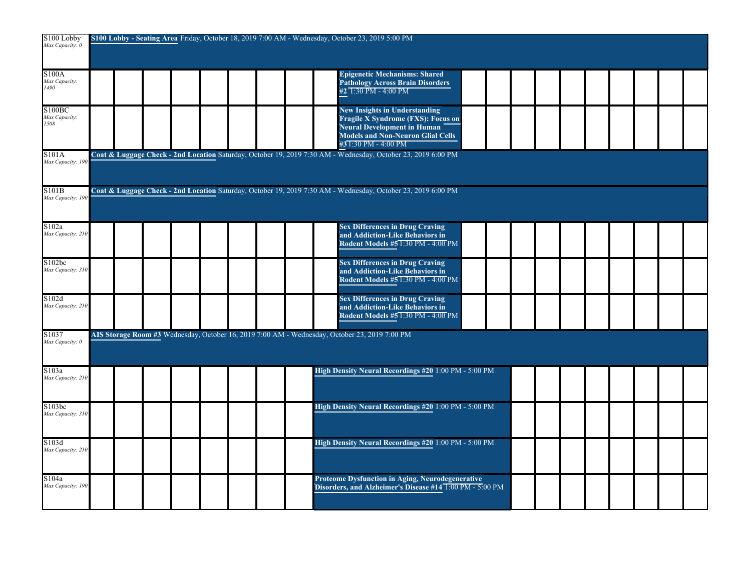| Room | Event |
|---|---|
| S100 Lobby *Max Capacity: 0* | **S100 Lobby - Seating Area** Friday, October 18, 2019 7:00 AM - Wednesday, October 23, 2019 5:00 PM |
| S100A *Max Capacity: 1490* | **Epigenetic Mechanisms: Shared Pathology Across Brain Disorders #2** 1:30 PM - 4:00 PM |
| S100BC *Max Capacity: 1508* | **New Insights in Understanding Fragile X Syndrome (FXS): Focus on Neural Development in Human Models and Non-Neuron Glial Cells #3** 1:30 PM - 4:00 PM |
| S101A *Max Capacity: 190* | **Coat & Luggage Check - 2nd Location** Saturday, October 19, 2019 7:30 AM - Wednesday, October 23, 2019 6:00 PM |
| S101B *Max Capacity: 190* | **Coat & Luggage Check - 2nd Location** Saturday, October 19, 2019 7:30 AM - Wednesday, October 23, 2019 6:00 PM |
| S102a *Max Capacity: 210* | **Sex Differences in Drug Craving and Addiction-Like Behaviors in Rodent Models #5** 1:30 PM - 4:00 PM |
| S102bc *Max Capacity: 310* | **Sex Differences in Drug Craving and Addiction-Like Behaviors in Rodent Models #5** 1:30 PM - 4:00 PM |
| S102d *Max Capacity: 210* | **Sex Differences in Drug Craving and Addiction-Like Behaviors in Rodent Models #5** 1:30 PM - 4:00 PM |
| S1037 *Max Capacity: 0* | **AIS Storage Room #3** Wednesday, October 16, 2019 7:00 AM - Wednesday, October 23, 2019 7:00 PM |
| S103a *Max Capacity: 210* | **High Density Neural Recordings #20** 1:00 PM - 5:00 PM |
| S103bc *Max Capacity: 310* | **High Density Neural Recordings #20** 1:00 PM - 5:00 PM |
| S103d *Max Capacity: 210* | **High Density Neural Recordings #20** 1:00 PM - 5:00 PM |
| S104a *Max Capacity: 190* | **Proteome Dysfunction in Aging, Neurodegenerative Disorders, and Alzheimer's Disease #14** 1:00 PM - 5:00 PM |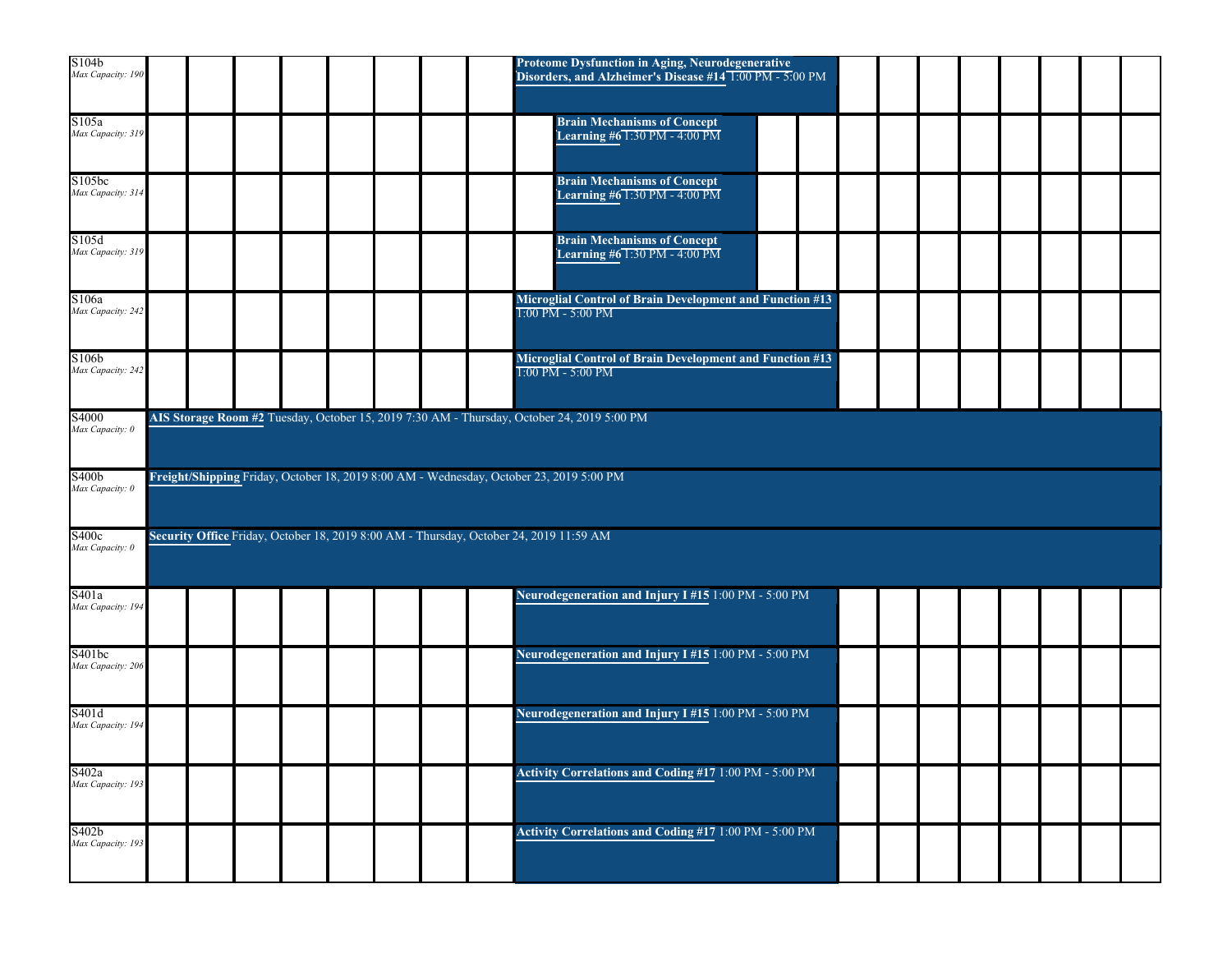| Room | Event |
| --- | --- |
| S104b<br>*Max Capacity: 190* | **Proteome Dysfunction in Aging, Neurodegenerative Disorders, and Alzheimer's Disease #14** 1:00 PM - 5:00 PM |
| S105a<br>*Max Capacity: 319* | **Brain Mechanisms of Concept Learning #6** 1:30 PM - 4:00 PM |
| S105bc<br>*Max Capacity: 314* | **Brain Mechanisms of Concept Learning #6** 1:30 PM - 4:00 PM |
| S105d<br>*Max Capacity: 319* | **Brain Mechanisms of Concept Learning #6** 1:30 PM - 4:00 PM |
| S106a<br>*Max Capacity: 242* | **Microglial Control of Brain Development and Function #13** 1:00 PM - 5:00 PM |
| S106b<br>*Max Capacity: 242* | **Microglial Control of Brain Development and Function #13** 1:00 PM - 5:00 PM |
| S4000<br>*Max Capacity: 0* | **AIS Storage Room #2** Tuesday, October 15, 2019 7:30 AM - Thursday, October 24, 2019 5:00 PM |
| S400b<br>*Max Capacity: 0* | **Freight/Shipping** Friday, October 18, 2019 8:00 AM - Wednesday, October 23, 2019 5:00 PM |
| S400c<br>*Max Capacity: 0* | **Security Office** Friday, October 18, 2019 8:00 AM - Thursday, October 24, 2019 11:59 AM |
| S401a<br>*Max Capacity: 194* | **Neurodegeneration and Injury I #15** 1:00 PM - 5:00 PM |
| S401bc<br>*Max Capacity: 206* | **Neurodegeneration and Injury I #15** 1:00 PM - 5:00 PM |
| S401d<br>*Max Capacity: 194* | **Neurodegeneration and Injury I #15** 1:00 PM - 5:00 PM |
| S402a<br>*Max Capacity: 193* | **Activity Correlations and Coding #17** 1:00 PM - 5:00 PM |
| S402b<br>*Max Capacity: 193* | **Activity Correlations and Coding #17** 1:00 PM - 5:00 PM |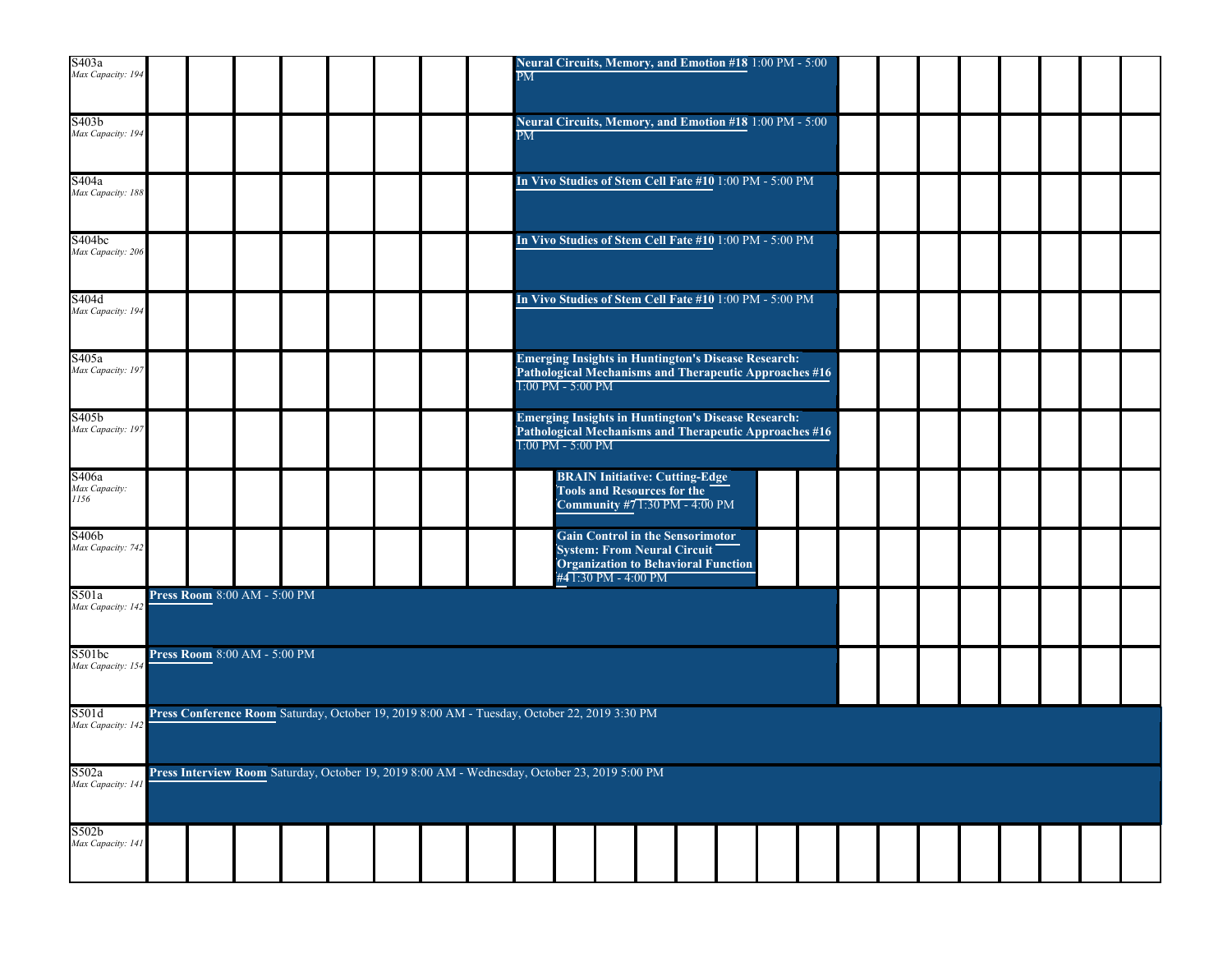| Room | Sessions |
|---|---|
| S403a<br>*Max Capacity: 194* | **Neural Circuits, Memory, and Emotion #18** 1:00 PM - 5:00 PM |
| S403b<br>*Max Capacity: 194* | **Neural Circuits, Memory, and Emotion #18** 1:00 PM - 5:00 PM |
| S404a<br>*Max Capacity: 188* | **In Vivo Studies of Stem Cell Fate #10** 1:00 PM - 5:00 PM |
| S404bc<br>*Max Capacity: 206* | **In Vivo Studies of Stem Cell Fate #10** 1:00 PM - 5:00 PM |
| S404d<br>*Max Capacity: 194* | **In Vivo Studies of Stem Cell Fate #10** 1:00 PM - 5:00 PM |
| S405a<br>*Max Capacity: 197* | **Emerging Insights in Huntington's Disease Research: Pathological Mechanisms and Therapeutic Approaches #16** 1:00 PM - 5:00 PM |
| S405b<br>*Max Capacity: 197* | **Emerging Insights in Huntington's Disease Research: Pathological Mechanisms and Therapeutic Approaches #16** 1:00 PM - 5:00 PM |
| S406a<br>*Max Capacity: 1156* | **BRAIN Initiative: Cutting-Edge Tools and Resources for the Community #7** 1:30 PM - 4:00 PM |
| S406b<br>*Max Capacity: 742* | **Gain Control in the Sensorimotor System: From Neural Circuit Organization to Behavioral Function #4** 1:30 PM - 4:00 PM |
| S501a<br>*Max Capacity: 142* | **Press Room** 8:00 AM - 5:00 PM |
| S501bc<br>*Max Capacity: 154* | **Press Room** 8:00 AM - 5:00 PM |
| S501d<br>*Max Capacity: 142* | **Press Conference Room** Saturday, October 19, 2019 8:00 AM - Tuesday, October 22, 2019 3:30 PM |
| S502a<br>*Max Capacity: 141* | **Press Interview Room** Saturday, October 19, 2019 8:00 AM - Wednesday, October 23, 2019 5:00 PM |
| S502b<br>*Max Capacity: 141* | |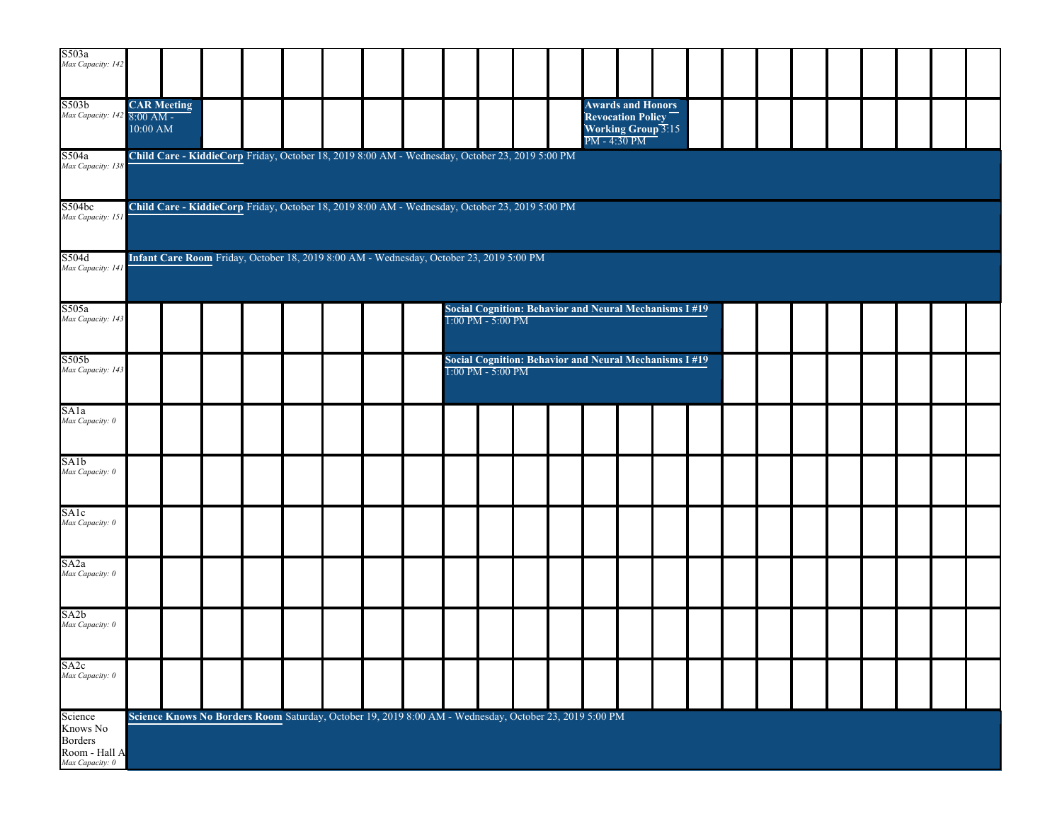| Room | Events |
| --- | --- |
| S503a *Max Capacity: 142* | |
| S503b *Max Capacity: 142* | **CAR Meeting** 8:00 AM - 10:00 AM; **Awards and Honors Revocation Policy Working Group** 3:15 PM - 4:30 PM |
| S504a *Max Capacity: 138* | **Child Care - KiddieCorp** Friday, October 18, 2019 8:00 AM - Wednesday, October 23, 2019 5:00 PM |
| S504bc *Max Capacity: 151* | **Child Care - KiddieCorp** Friday, October 18, 2019 8:00 AM - Wednesday, October 23, 2019 5:00 PM |
| S504d *Max Capacity: 141* | **Infant Care Room** Friday, October 18, 2019 8:00 AM - Wednesday, October 23, 2019 5:00 PM |
| S505a *Max Capacity: 143* | **Social Cognition: Behavior and Neural Mechanisms I #19** 1:00 PM - 5:00 PM |
| S505b *Max Capacity: 143* | **Social Cognition: Behavior and Neural Mechanisms I #19** 1:00 PM - 5:00 PM |
| SA1a *Max Capacity: 0* | |
| SA1b *Max Capacity: 0* | |
| SA1c *Max Capacity: 0* | |
| SA2a *Max Capacity: 0* | |
| SA2b *Max Capacity: 0* | |
| SA2c *Max Capacity: 0* | |
| Science Knows No Borders Room - Hall A *Max Capacity: 0* | **Science Knows No Borders Room** Saturday, October 19, 2019 8:00 AM - Wednesday, October 23, 2019 5:00 PM |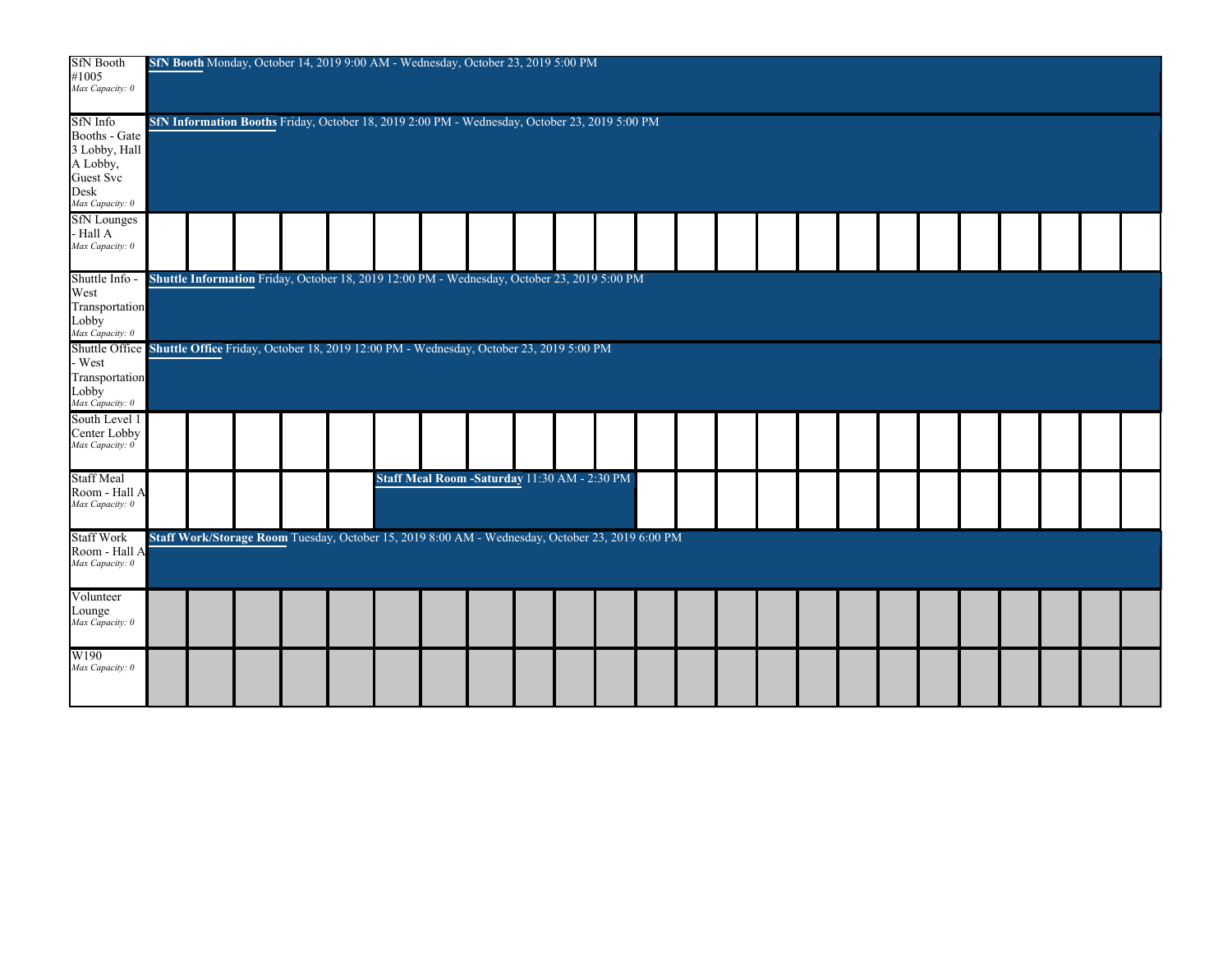| | |
|---|---|
| SfN Booth #1005 *Max Capacity: 0* | **SfN Booth** Monday, October 14, 2019 9:00 AM - Wednesday, October 23, 2019 5:00 PM |
| SfN Info Booths - Gate 3 Lobby, Hall A Lobby, Guest Svc Desk *Max Capacity: 0* | **SfN Information Booths** Friday, October 18, 2019 2:00 PM - Wednesday, October 23, 2019 5:00 PM |
| SfN Lounges - Hall A *Max Capacity: 0* | |
| Shuttle Info - West Transportation Lobby *Max Capacity: 0* | **Shuttle Information** Friday, October 18, 2019 12:00 PM - Wednesday, October 23, 2019 5:00 PM |
| Shuttle Office - West Transportation Lobby *Max Capacity: 0* | **Shuttle Office** Friday, October 18, 2019 12:00 PM - Wednesday, October 23, 2019 5:00 PM |
| South Level 1 Center Lobby *Max Capacity: 0* | |
| Staff Meal Room - Hall A *Max Capacity: 0* | **Staff Meal Room -Saturday** 11:30 AM - 2:30 PM |
| Staff Work Room - Hall A *Max Capacity: 0* | **Staff Work/Storage Room** Tuesday, October 15, 2019 8:00 AM - Wednesday, October 23, 2019 6:00 PM |
| Volunteer Lounge *Max Capacity: 0* | |
| W190 *Max Capacity: 0* | |